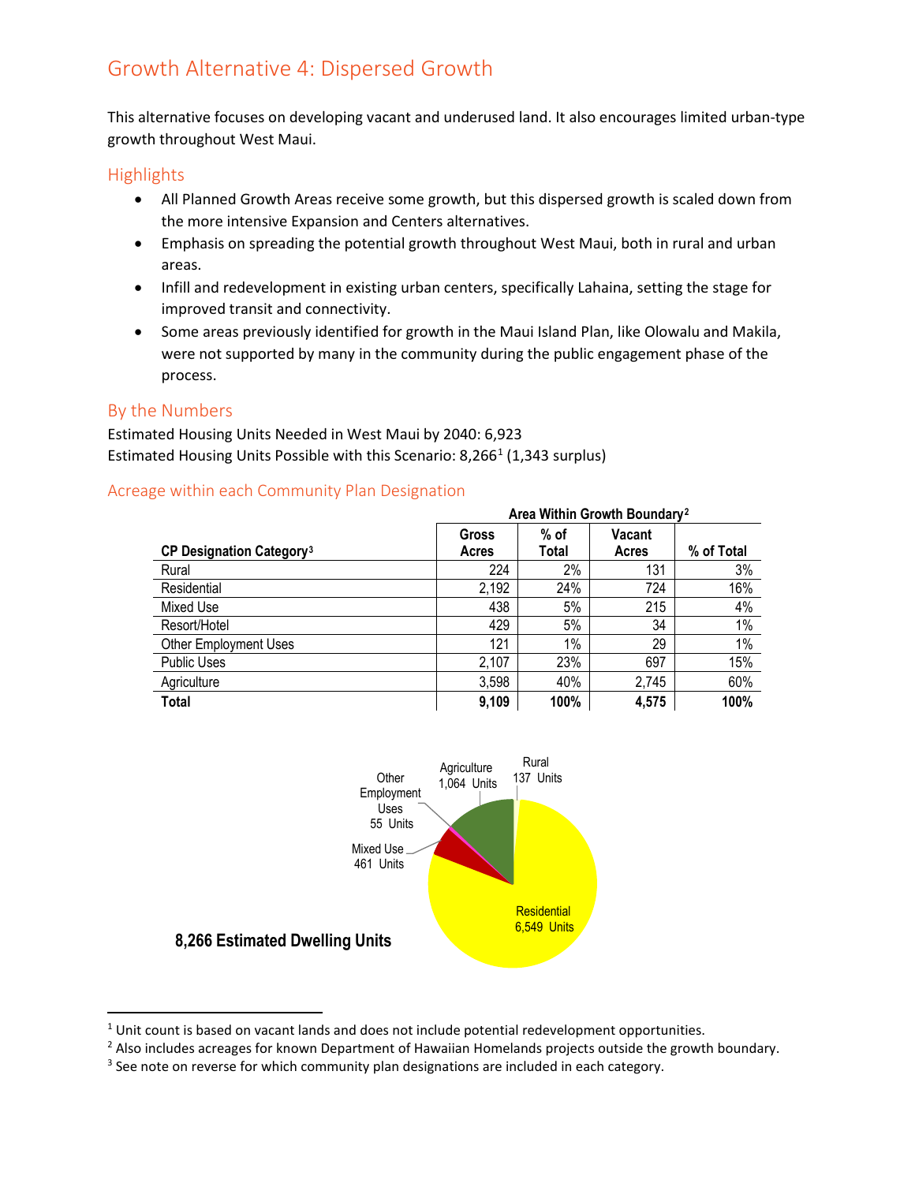# Growth Alternative 4: Dispersed Growth

This alternative focuses on developing vacant and underused land. It also encourages limited urban-type growth throughout West Maui.

## Highlights

- All Planned Growth Areas receive some growth, but this dispersed growth is scaled down from the more intensive Expansion and Centers alternatives.
- Emphasis on spreading the potential growth throughout West Maui, both in rural and urban areas.
- Infill and redevelopment in existing urban centers, specifically Lahaina, setting the stage for improved transit and connectivity.
- Some areas previously identified for growth in the Maui Island Plan, like Olowalu and Makila, were not supported by many in the community during the public engagement phase of the process.

## By the Numbers

Estimated Housing Units Needed in West Maui by 2040: 6,923
Estimated Housing Units Possible with this Scenario: 8,266[1] (1,343 surplus)

## Acreage within each Community Plan Designation

| | Area Within Growth Boundary[2] | | | |
|---|---|---|---|---|
| **CP Designation Category[3]** | **Gross Acres** | **% of Total** | **Vacant Acres** | **% of Total** |
| Rural | 224 | 2% | 131 | 3% |
| Residential | 2,192 | 24% | 724 | 16% |
| Mixed Use | 438 | 5% | 215 | 4% |
| Resort/Hotel | 429 | 5% | 34 | 1% |
| Other Employment Uses | 121 | 1% | 29 | 1% |
| Public Uses | 2,107 | 23% | 697 | 15% |
| Agriculture | 3,598 | 40% | 2,745 | 60% |
| **Total** | **9,109** | **100%** | **4,575** | **100%** |

Residential 6,549 Units
Mixed Use 461 Units
Other Employment Uses 55 Units
Agriculture 1,064 Units
Rural 137 Units

**8,266 Estimated Dwelling Units**

---

[1] Unit count is based on vacant lands and does not include potential redevelopment opportunities.
[2] Also includes acreages for known Department of Hawaiian Homelands projects outside the growth boundary.
[3] See note on reverse for which community plan designations are included in each category.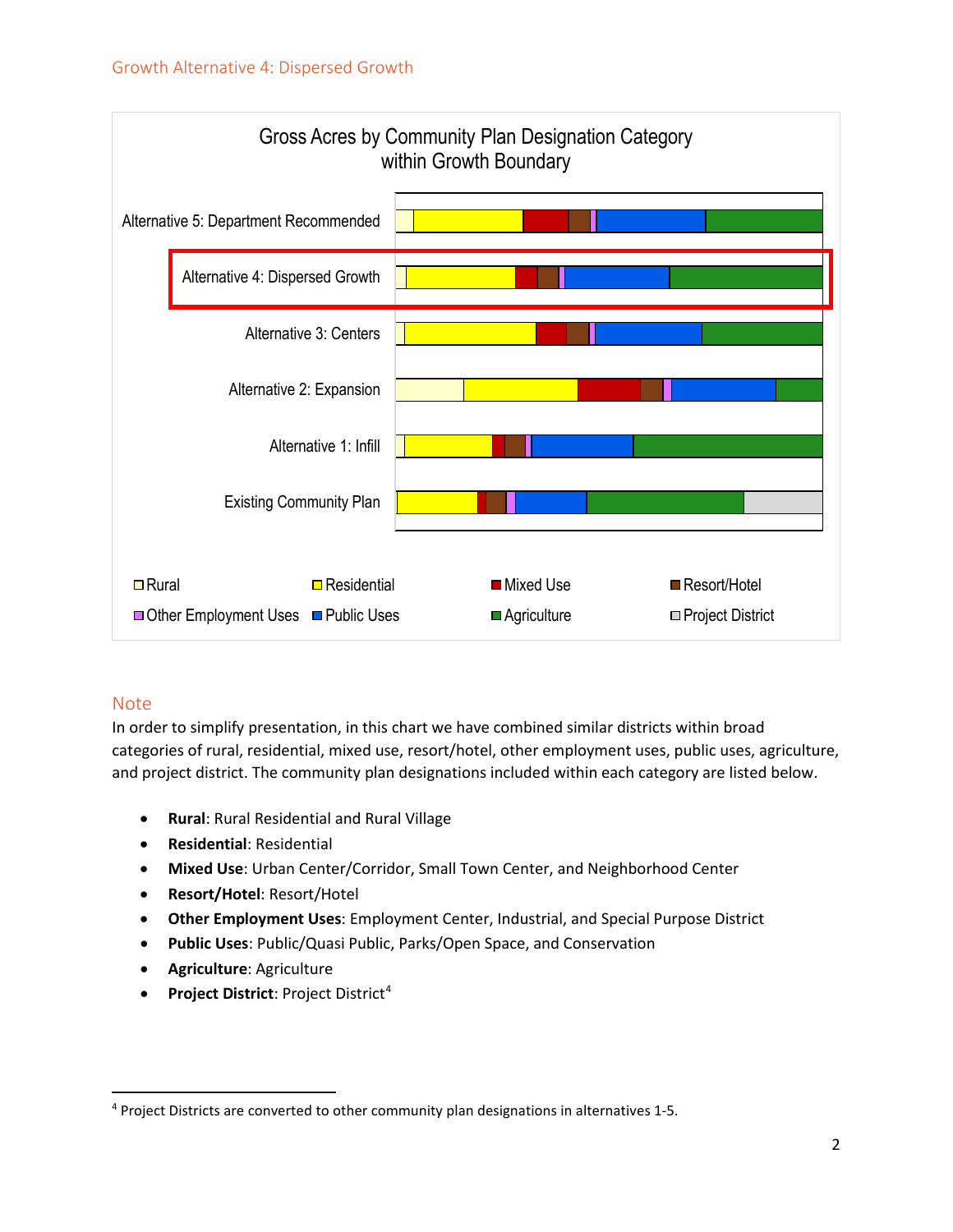## Growth Alternative 4: Dispersed Growth

Gross Acres by Community Plan Designation Category
within Growth Boundary

Alternative 5: Department Recommended

Alternative 4: Dispersed Growth

Alternative 3: Centers

Alternative 2: Expansion

Alternative 1: Infill

Existing Community Plan

Rural
Residential
Mixed Use
Resort/Hotel
Other Employment Uses
Public Uses
Agriculture
Project District

## Note

In order to simplify presentation, in this chart we have combined similar districts within broad categories of rural, residential, mixed use, resort/hotel, other employment uses, public uses, agriculture, and project district. The community plan designations included within each category are listed below.

- **Rural**: Rural Residential and Rural Village
- **Residential**: Residential
- **Mixed Use**: Urban Center/Corridor, Small Town Center, and Neighborhood Center
- **Resort/Hotel**: Resort/Hotel
- **Other Employment Uses**: Employment Center, Industrial, and Special Purpose District
- **Public Uses**: Public/Quasi Public, Parks/Open Space, and Conservation
- **Agriculture**: Agriculture
- **Project District**: Project District[4]

---

[4] Project Districts are converted to other community plan designations in alternatives 1-5.